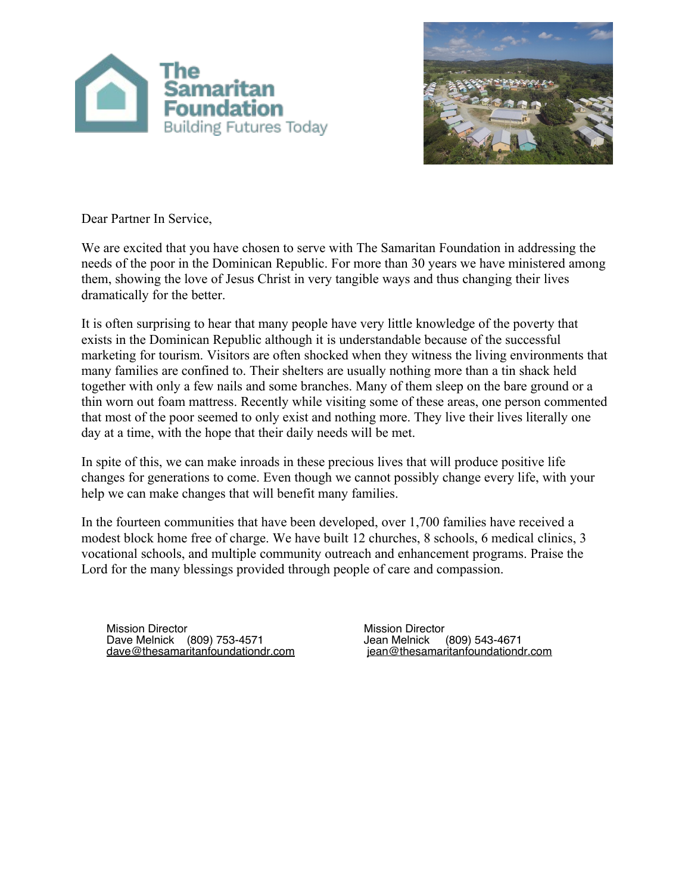The Samaritan Foundation
Building Futures Today

Dear Partner In Service,

We are excited that you have chosen to serve with The Samaritan Foundation in addressing the needs of the poor in the Dominican Republic. For more than 30 years we have ministered among them, showing the love of Jesus Christ in very tangible ways and thus changing their lives dramatically for the better.

It is often surprising to hear that many people have very little knowledge of the poverty that exists in the Dominican Republic although it is understandable because of the successful marketing for tourism. Visitors are often shocked when they witness the living environments that many families are confined to. Their shelters are usually nothing more than a tin shack held together with only a few nails and some branches. Many of them sleep on the bare ground or a thin worn out foam mattress. Recently while visiting some of these areas, one person commented that most of the poor seemed to only exist and nothing more. They live their lives literally one day at a time, with the hope that their daily needs will be met.

In spite of this, we can make inroads in these precious lives that will produce positive life changes for generations to come. Even though we cannot possibly change every life, with your help we can make changes that will benefit many families.

In the fourteen communities that have been developed, over 1,700 families have received a modest block home free of charge. We have built 12 churches, 8 schools, 6 medical clinics, 3 vocational schools, and multiple community outreach and enhancement programs. Praise the Lord for the many blessings provided through people of care and compassion.

Mission Director
Dave Melnick (809) 753-4571
dave@thesamaritanfoundationdr.com

Mission Director
Jean Melnick (809) 543-4671
jean@thesamaritanfoundationdr.com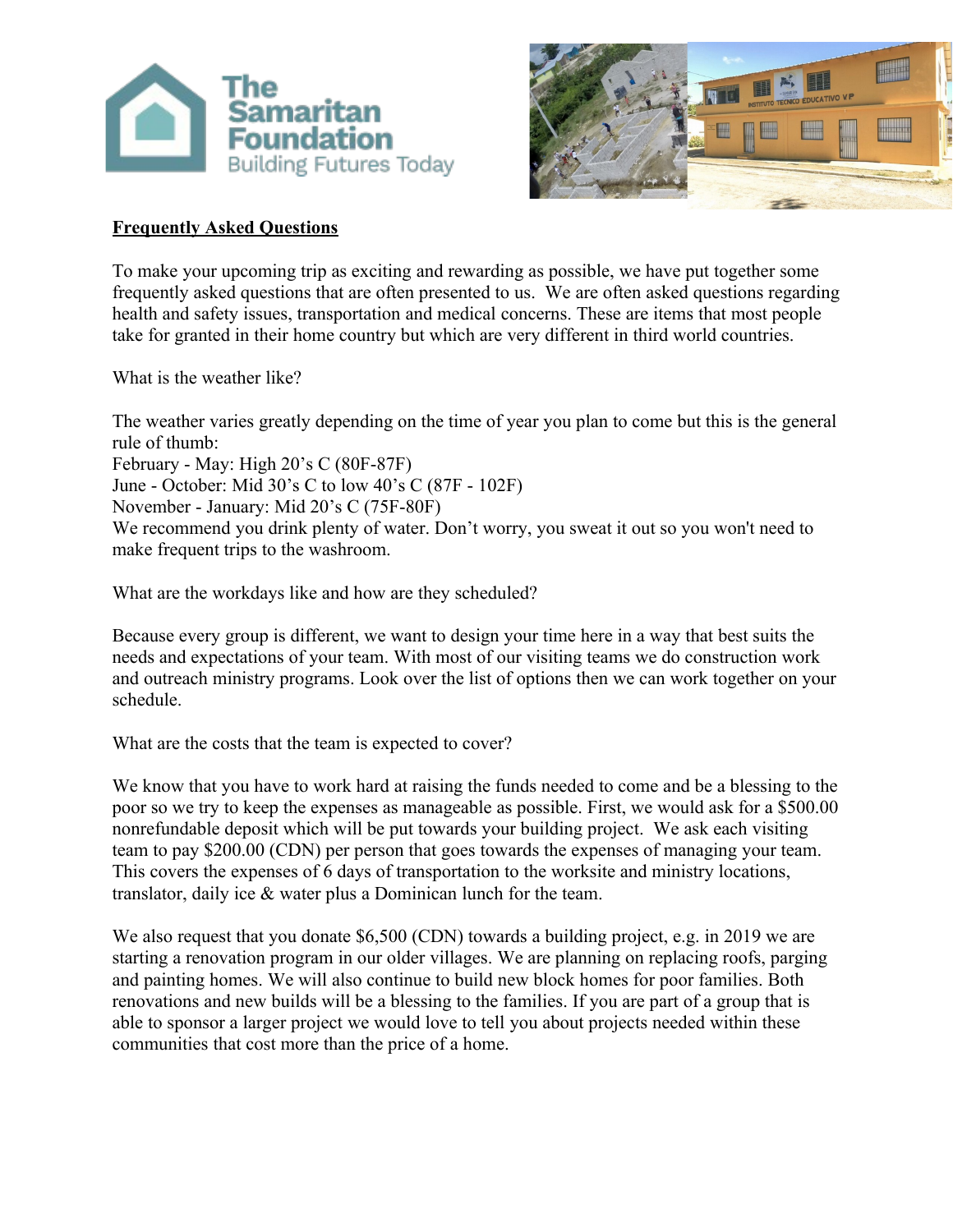## Frequently Asked Questions

To make your upcoming trip as exciting and rewarding as possible, we have put together some frequently asked questions that are often presented to us. We are often asked questions regarding health and safety issues, transportation and medical concerns. These are items that most people take for granted in their home country but which are very different in third world countries.

What is the weather like?

The weather varies greatly depending on the time of year you plan to come but this is the general rule of thumb:
February - May: High 20's C (80F-87F)
June - October: Mid 30's C to low 40's C (87F - 102F)
November - January: Mid 20's C (75F-80F)
We recommend you drink plenty of water. Don't worry, you sweat it out so you won't need to make frequent trips to the washroom.

What are the workdays like and how are they scheduled?

Because every group is different, we want to design your time here in a way that best suits the needs and expectations of your team. With most of our visiting teams we do construction work and outreach ministry programs. Look over the list of options then we can work together on your schedule.

What are the costs that the team is expected to cover?

We know that you have to work hard at raising the funds needed to come and be a blessing to the poor so we try to keep the expenses as manageable as possible. First, we would ask for a $500.00 nonrefundable deposit which will be put towards your building project. We ask each visiting team to pay $200.00 (CDN) per person that goes towards the expenses of managing your team. This covers the expenses of 6 days of transportation to the worksite and ministry locations, translator, daily ice & water plus a Dominican lunch for the team.

We also request that you donate $6,500 (CDN) towards a building project, e.g. in 2019 we are starting a renovation program in our older villages. We are planning on replacing roofs, parging and painting homes. We will also continue to build new block homes for poor families. Both renovations and new builds will be a blessing to the families. If you are part of a group that is able to sponsor a larger project we would love to tell you about projects needed within these communities that cost more than the price of a home.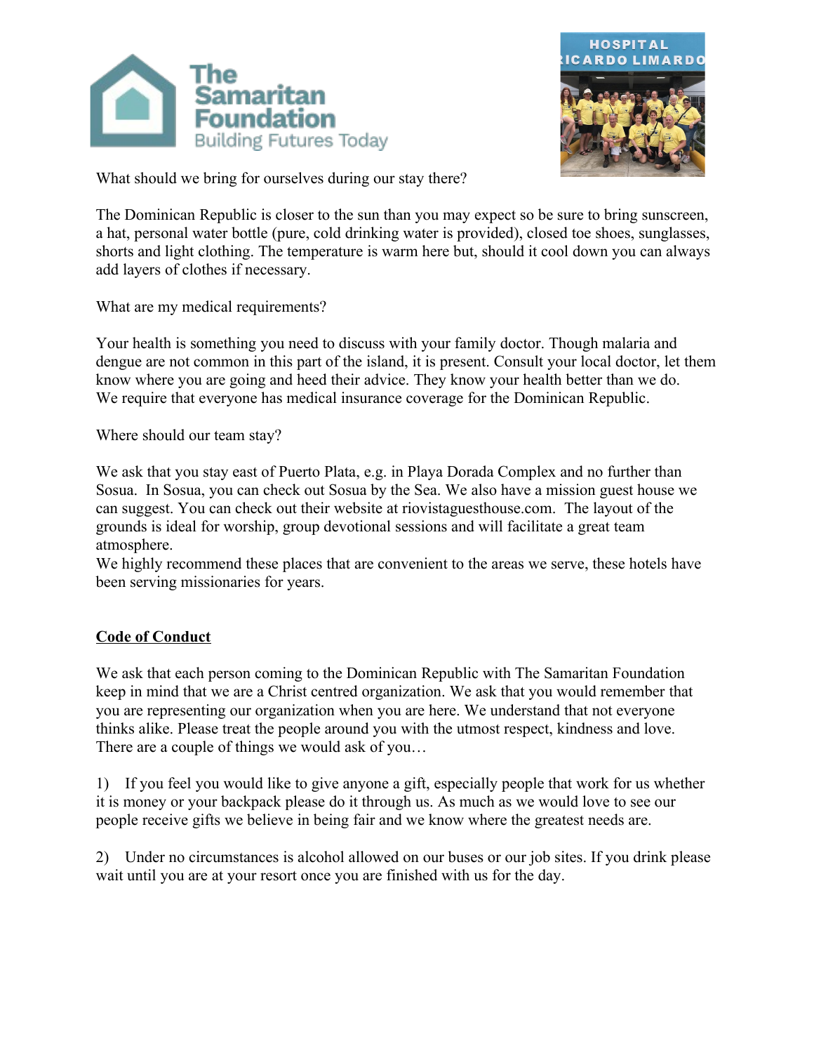What should we bring for ourselves during our stay there?

The Dominican Republic is closer to the sun than you may expect so be sure to bring sunscreen, a hat, personal water bottle (pure, cold drinking water is provided), closed toe shoes, sunglasses, shorts and light clothing. The temperature is warm here but, should it cool down you can always add layers of clothes if necessary.

What are my medical requirements?

Your health is something you need to discuss with your family doctor. Though malaria and dengue are not common in this part of the island, it is present. Consult your local doctor, let them know where you are going and heed their advice. They know your health better than we do. We require that everyone has medical insurance coverage for the Dominican Republic.

Where should our team stay?

We ask that you stay east of Puerto Plata, e.g. in Playa Dorada Complex and no further than Sosua. In Sosua, you can check out Sosua by the Sea. We also have a mission guest house we can suggest. You can check out their website at riovistaguesthouse.com. The layout of the grounds is ideal for worship, group devotional sessions and will facilitate a great team atmosphere.
We highly recommend these places that are convenient to the areas we serve, these hotels have been serving missionaries for years.

## Code of Conduct

We ask that each person coming to the Dominican Republic with The Samaritan Foundation keep in mind that we are a Christ centred organization. We ask that you would remember that you are representing our organization when you are here. We understand that not everyone thinks alike. Please treat the people around you with the utmost respect, kindness and love. There are a couple of things we would ask of you…

1) If you feel you would like to give anyone a gift, especially people that work for us whether it is money or your backpack please do it through us. As much as we would love to see our people receive gifts we believe in being fair and we know where the greatest needs are.

2) Under no circumstances is alcohol allowed on our buses or our job sites. If you drink please wait until you are at your resort once you are finished with us for the day.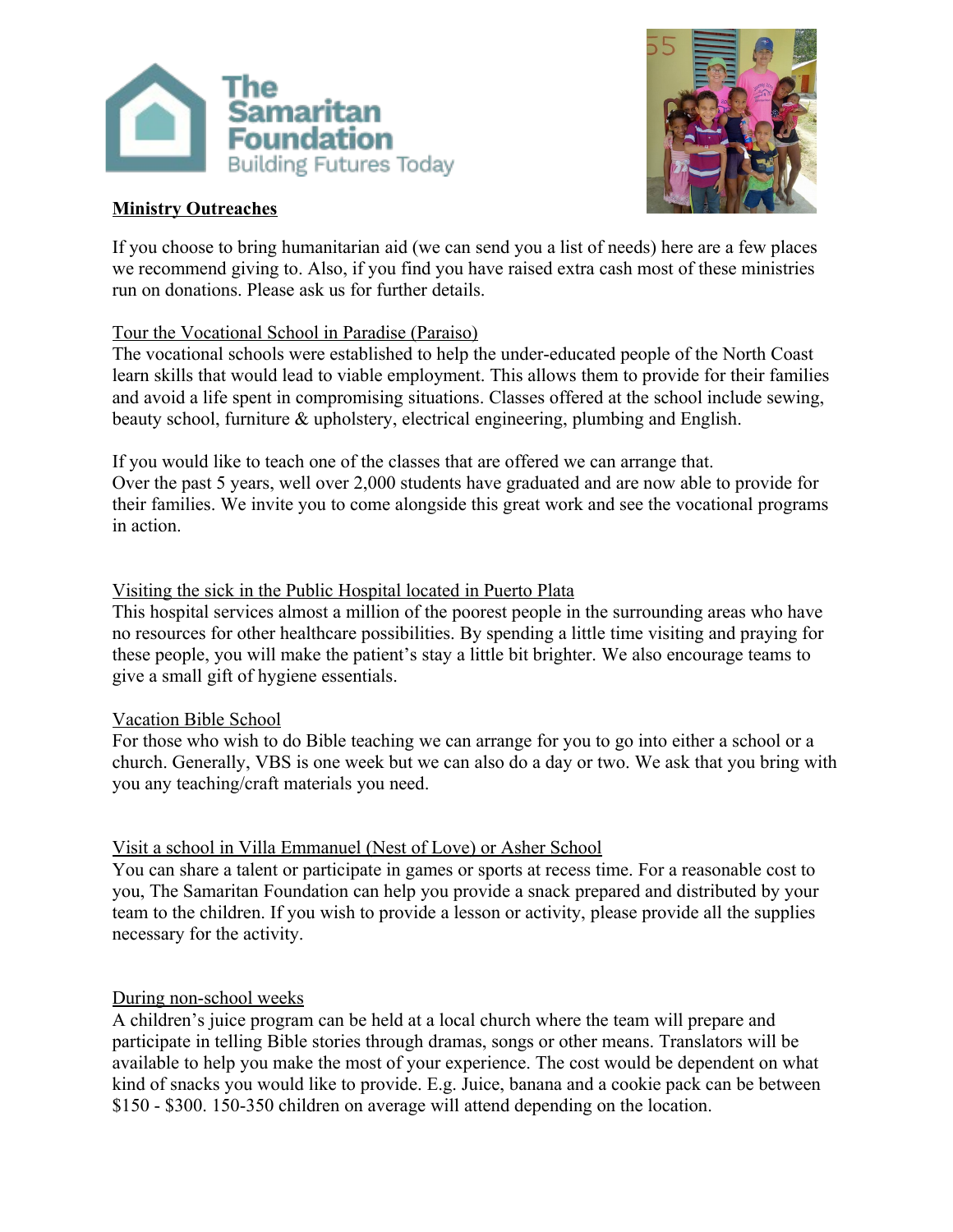**The Samaritan Foundation**
Building Futures Today

## Ministry Outreaches

If you choose to bring humanitarian aid (we can send you a list of needs) here are a few places we recommend giving to. Also, if you find you have raised extra cash most of these ministries run on donations. Please ask us for further details.

### Tour the Vocational School in Paradise (Paraiso)

The vocational schools were established to help the under-educated people of the North Coast learn skills that would lead to viable employment. This allows them to provide for their families and avoid a life spent in compromising situations. Classes offered at the school include sewing, beauty school, furniture & upholstery, electrical engineering, plumbing and English.

If you would like to teach one of the classes that are offered we can arrange that.
Over the past 5 years, well over 2,000 students have graduated and are now able to provide for their families. We invite you to come alongside this great work and see the vocational programs in action.

### Visiting the sick in the Public Hospital located in Puerto Plata

This hospital services almost a million of the poorest people in the surrounding areas who have no resources for other healthcare possibilities. By spending a little time visiting and praying for these people, you will make the patient's stay a little bit brighter. We also encourage teams to give a small gift of hygiene essentials.

### Vacation Bible School

For those who wish to do Bible teaching we can arrange for you to go into either a school or a church. Generally, VBS is one week but we can also do a day or two. We ask that you bring with you any teaching/craft materials you need.

### Visit a school in Villa Emmanuel (Nest of Love) or Asher School

You can share a talent or participate in games or sports at recess time. For a reasonable cost to you, The Samaritan Foundation can help you provide a snack prepared and distributed by your team to the children. If you wish to provide a lesson or activity, please provide all the supplies necessary for the activity.

### During non-school weeks

A children's juice program can be held at a local church where the team will prepare and participate in telling Bible stories through dramas, songs or other means. Translators will be available to help you make the most of your experience. The cost would be dependent on what kind of snacks you would like to provide. E.g. Juice, banana and a cookie pack can be between $150 - $300. 150-350 children on average will attend depending on the location.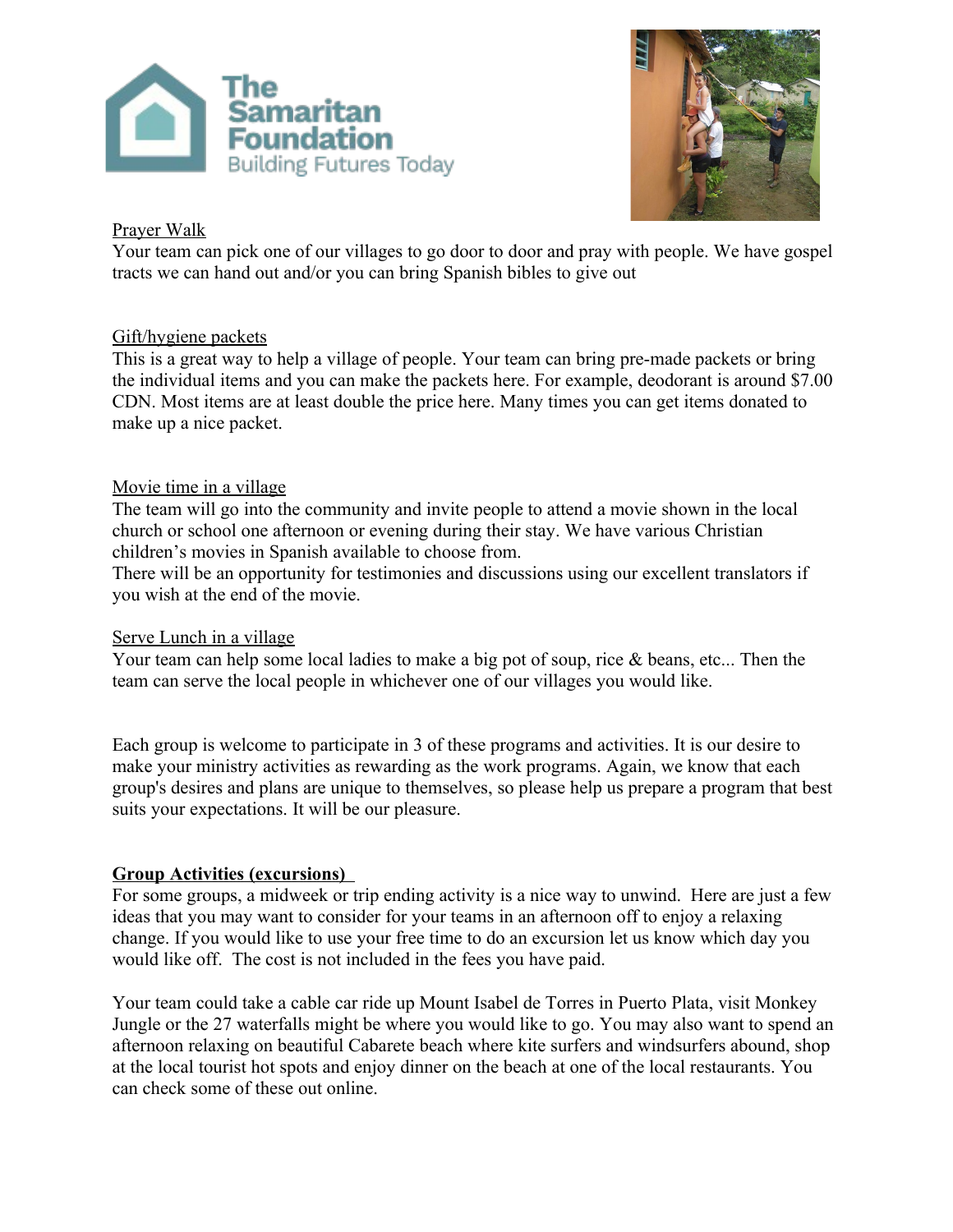Prayer Walk

Your team can pick one of our villages to go door to door and pray with people. We have gospel tracts we can hand out and/or you can bring Spanish bibles to give out

Gift/hygiene packets

This is a great way to help a village of people. Your team can bring pre-made packets or bring the individual items and you can make the packets here. For example, deodorant is around $7.00 CDN. Most items are at least double the price here. Many times you can get items donated to make up a nice packet.

Movie time in a village

The team will go into the community and invite people to attend a movie shown in the local church or school one afternoon or evening during their stay. We have various Christian children's movies in Spanish available to choose from.

There will be an opportunity for testimonies and discussions using our excellent translators if you wish at the end of the movie.

Serve Lunch in a village

Your team can help some local ladies to make a big pot of soup, rice & beans, etc... Then the team can serve the local people in whichever one of our villages you would like.

Each group is welcome to participate in 3 of these programs and activities. It is our desire to make your ministry activities as rewarding as the work programs. Again, we know that each group's desires and plans are unique to themselves, so please help us prepare a program that best suits your expectations. It will be our pleasure.

**Group Activities (excursions)**

For some groups, a midweek or trip ending activity is a nice way to unwind. Here are just a few ideas that you may want to consider for your teams in an afternoon off to enjoy a relaxing change. If you would like to use your free time to do an excursion let us know which day you would like off. The cost is not included in the fees you have paid.

Your team could take a cable car ride up Mount Isabel de Torres in Puerto Plata, visit Monkey Jungle or the 27 waterfalls might be where you would like to go. You may also want to spend an afternoon relaxing on beautiful Cabarete beach where kite surfers and windsurfers abound, shop at the local tourist hot spots and enjoy dinner on the beach at one of the local restaurants. You can check some of these out online.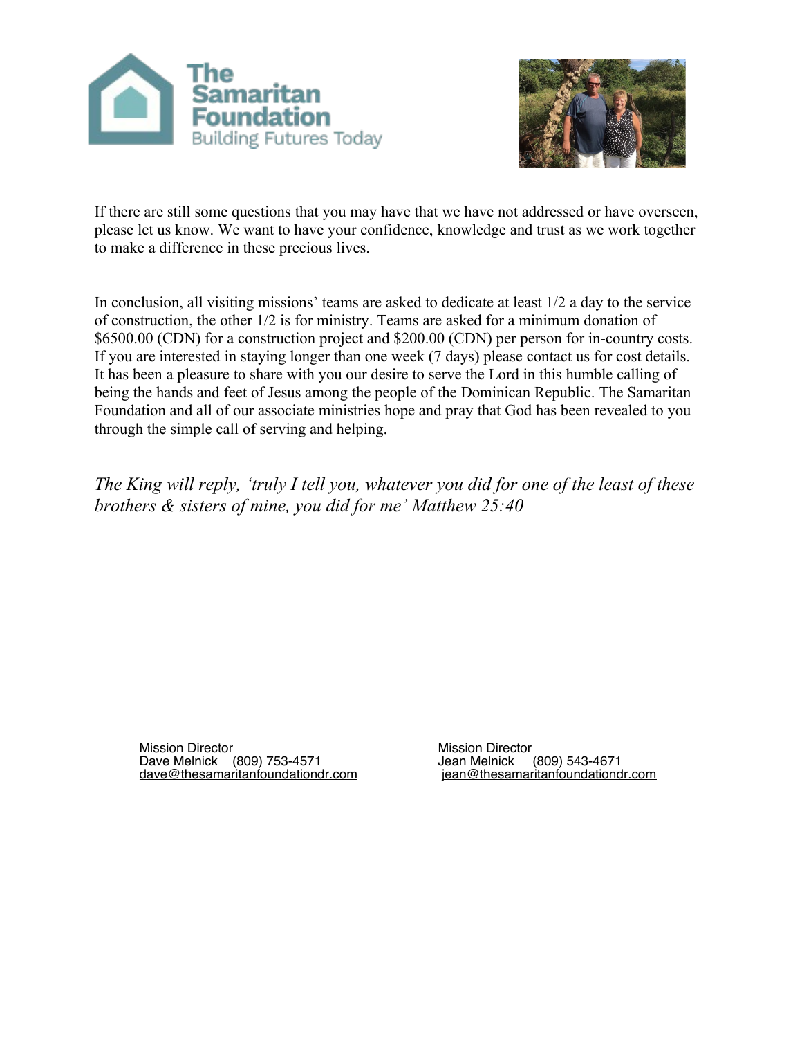If there are still some questions that you may have that we have not addressed or have overseen, please let us know. We want to have your confidence, knowledge and trust as we work together to make a difference in these precious lives.

In conclusion, all visiting missions' teams are asked to dedicate at least 1/2 a day to the service of construction, the other 1/2 is for ministry. Teams are asked for a minimum donation of $6500.00 (CDN) for a construction project and $200.00 (CDN) per person for in-country costs. If you are interested in staying longer than one week (7 days) please contact us for cost details. It has been a pleasure to share with you our desire to serve the Lord in this humble calling of being the hands and feet of Jesus among the people of the Dominican Republic. The Samaritan Foundation and all of our associate ministries hope and pray that God has been revealed to you through the simple call of serving and helping.

*The King will reply, 'truly I tell you, whatever you did for one of the least of these brothers & sisters of mine, you did for me' Matthew 25:40*

Mission Director
Dave Melnick (809) 753-4571
dave@thesamaritanfoundationdr.com

Mission Director
Jean Melnick (809) 543-4671
jean@thesamaritanfoundationdr.com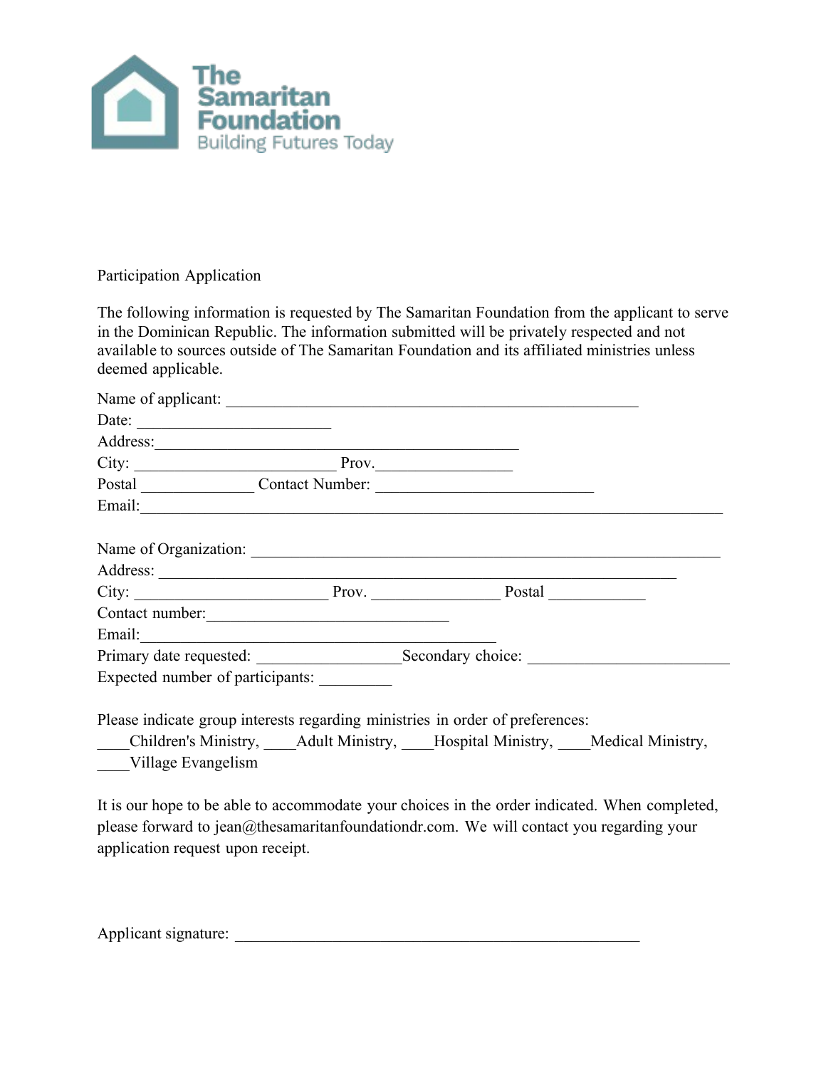The Samaritan Foundation
Building Futures Today

Participation Application

The following information is requested by The Samaritan Foundation from the applicant to serve in the Dominican Republic. The information submitted will be privately respected and not available to sources outside of The Samaritan Foundation and its affiliated ministries unless deemed applicable.

Name of applicant: ____________________________________________________
Date: ________________________
Address:______________________________________________
City: _________________________ Prov._________________
Postal ______________ Contact Number: ___________________________
Email:_________________________________________________________________________

Name of Organization: ___________________________________________________________
Address: _________________________________________________________________
City: ________________________ Prov. ________________ Postal ____________
Contact number:______________________________
Email:____________________________________________
Primary date requested: __________________Secondary choice: _________________________
Expected number of participants: _________

Please indicate group interests regarding ministries in order of preferences:
____Children's Ministry, ____Adult Ministry, ____Hospital Ministry, ____Medical Ministry, ____Village Evangelism

It is our hope to be able to accommodate your choices in the order indicated. When completed, please forward to jean@thesamaritanfoundationdr.com. We will contact you regarding your application request upon receipt.

Applicant signature: ___________________________________________________